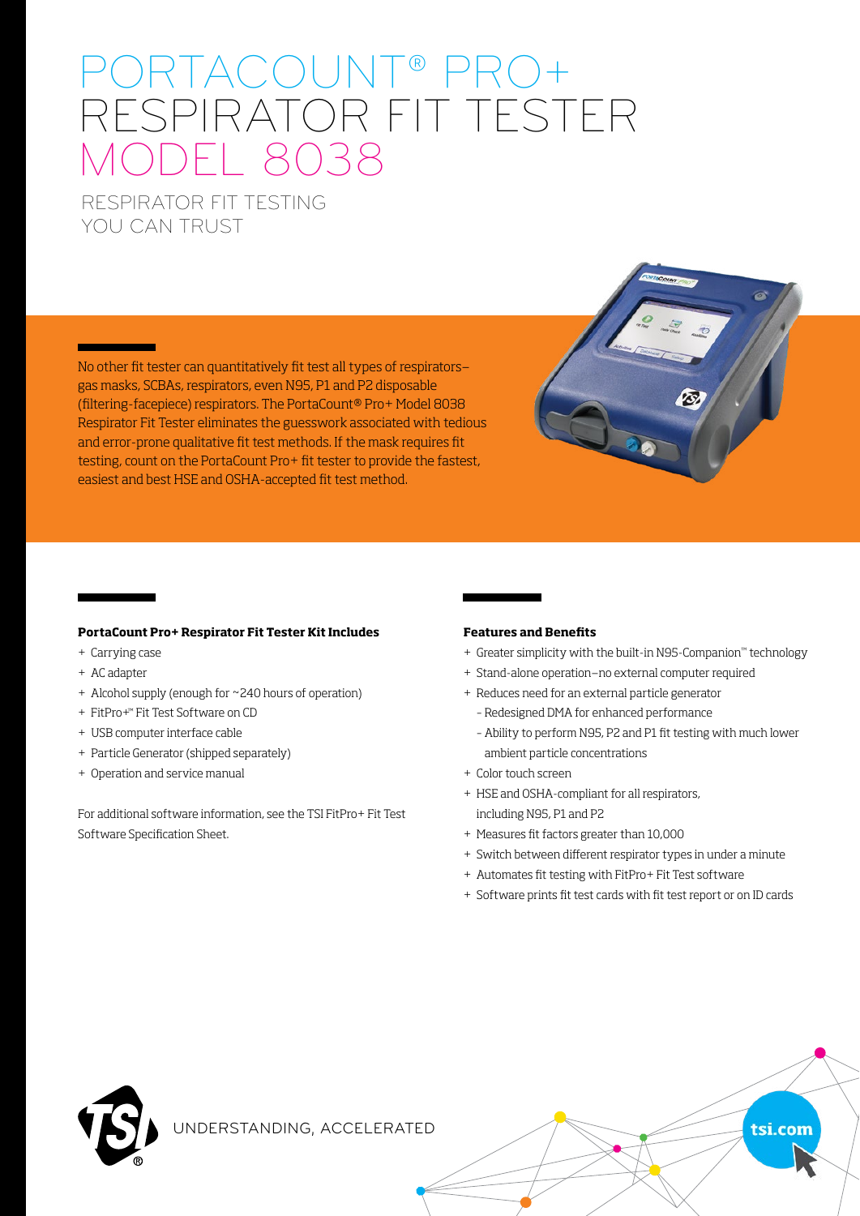# PORTACOUNT® PRO+ RESPIRATOR FIT TESTER MODEL 8038

## RESPIRATOR FIT TESTING YOU CAN TRUST

No other fit tester can quantitatively fit test all types of respirators–gas masks, SCBAs, respirators, even N95, P1 and P2 disposable (filtering-facepiece) respirators. The PortaCount® Pro+ Model 8038 Respirator Fit Tester eliminates the guesswork associated with tedious and error-prone qualitative fit test methods. If the mask requires fit testing, count on the PortaCount Pro+ fit tester to provide the fastest, easiest and best HSE and OSHA-accepted fit test method.

### PortaCount Pro+ Respirator Fit Tester Kit Includes

- Carrying case
- AC adapter
- Alcohol supply (enough for ~240 hours of operation)
- FitPro+™ Fit Test Software on CD
- USB computer interface cable
- Particle Generator (shipped separately)
- Operation and service manual

For additional software information, see the TSI FitPro+ Fit Test Software Specification Sheet.

### Features and Benefits

- Greater simplicity with the built-in N95-Companion™ technology
- Stand-alone operation–no external computer required
- Reduces need for an external particle generator
  - Redesigned DMA for enhanced performance
  - Ability to perform N95, P2 and P1 fit testing with much lower ambient particle concentrations
- Color touch screen
- HSE and OSHA-compliant for all respirators, including N95, P1 and P2
- Measures fit factors greater than 10,000
- Switch between different respirator types in under a minute
- Automates fit testing with FitPro+ Fit Test software
- Software prints fit test cards with fit test report or on ID cards

UNDERSTANDING, ACCELERATED

tsi.com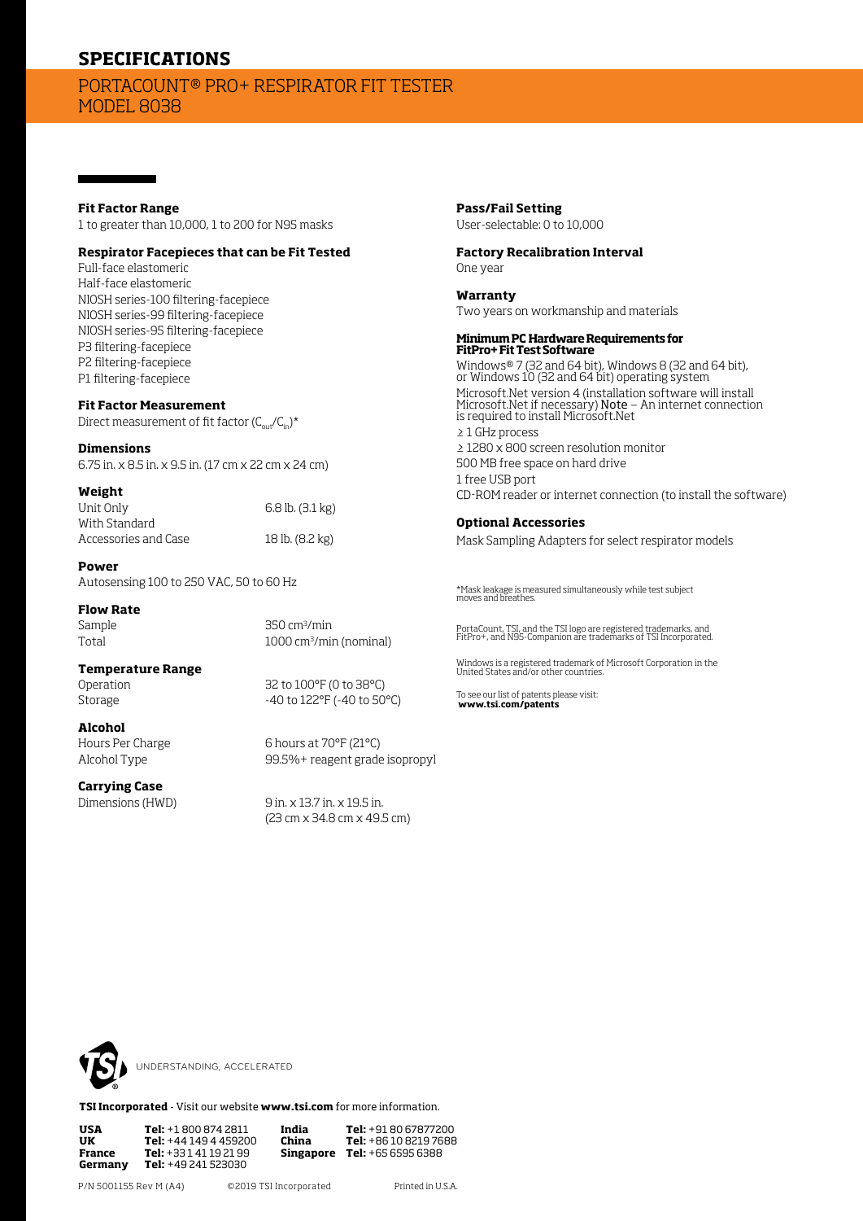# SPECIFICATIONS

## PORTACOUNT® PRO+ RESPIRATOR FIT TESTER MODEL 8038

**Fit Factor Range**
1 to greater than 10,000, 1 to 200 for N95 masks

**Respirator Facepieces that can be Fit Tested**
Full-face elastomeric
Half-face elastomeric
NIOSH series-100 filtering-facepiece
NIOSH series-99 filtering-facepiece
NIOSH series-95 filtering-facepiece
P3 filtering-facepiece
P2 filtering-facepiece
P1 filtering-facepiece

**Fit Factor Measurement**
Direct measurement of fit factor ($C_{out}/C_{in}$)*

**Dimensions**
6.75 in. x 8.5 in. x 9.5 in. (17 cm x 22 cm x 24 cm)

**Weight**

| | |
|---|---|
| Unit Only | 6.8 lb. (3.1 kg) |
| With Standard Accessories and Case | 18 lb. (8.2 kg) |

**Power**
Autosensing 100 to 250 VAC, 50 to 60 Hz

**Flow Rate**

| | |
|---|---|
| Sample | 350 cm³/min |
| Total | 1000 cm³/min (nominal) |

**Temperature Range**

| | |
|---|---|
| Operation | 32 to 100°F (0 to 38°C) |
| Storage | -40 to 122°F (-40 to 50°C) |

**Alcohol**

| | |
|---|---|
| Hours Per Charge | 6 hours at 70°F (21°C) |
| Alcohol Type | 99.5%+ reagent grade isopropyl |

**Carrying Case**

| | |
|---|---|
| Dimensions (HWD) | 9 in. x 13.7 in. x 19.5 in. (23 cm x 34.8 cm x 49.5 cm) |

**Pass/Fail Setting**
User-selectable: 0 to 10,000

**Factory Recalibration Interval**
One year

**Warranty**
Two years on workmanship and materials

**Minimum PC Hardware Requirements for FitPro+ Fit Test Software**
Windows® 7 (32 and 64 bit), Windows 8 (32 and 64 bit), or Windows 10 (32 and 64 bit) operating system
Microsoft.Net version 4 (installation software will install Microsoft.Net if necessary) Note – An internet connection is required to install Microsoft.Net
≥ 1 GHz process
≥ 1280 x 800 screen resolution monitor
500 MB free space on hard drive
1 free USB port
CD-ROM reader or internet connection (to install the software)

**Optional Accessories**
Mask Sampling Adapters for select respirator models

*Mask leakage is measured simultaneously while test subject moves and breathes.

PortaCount, TSI, and the TSI logo are registered trademarks, and FitPro+, and N95-Companion are trademarks of TSI Incorporated.

Windows is a registered trademark of Microsoft Corporation in the United States and/or other countries.

To see our list of patents please visit: **www.tsi.com/patents**

UNDERSTANDING, ACCELERATED

**TSI Incorporated** - Visit our website **www.tsi.com** for more information.

| | | | |
|---|---|---|---|
| **USA** | **Tel:** +1 800 874 2811 | **India** | **Tel:** +91 80 67877200 |
| **UK** | **Tel:** +44 149 4 459200 | **China** | **Tel:** +86 10 8219 7688 |
| **France** | **Tel:** +33 1 41 19 21 99 | **Singapore** | **Tel:** +65 6595 6388 |
| **Germany** | **Tel:** +49 241 523030 | | |

P/N 5001155 Rev M (A4) ©2019 TSI Incorporated Printed in U.S.A.